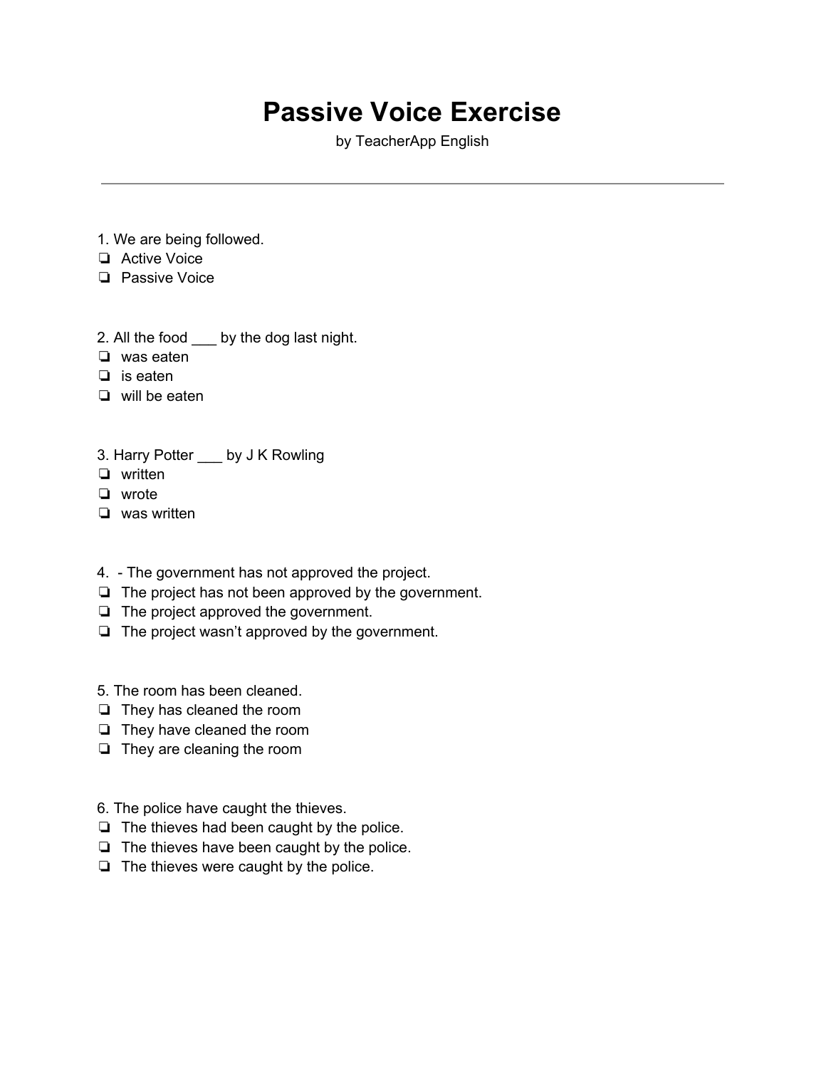# Passive Voice Exercise

by TeacherApp English

---

1. We are being followed.
- ❏ Active Voice
- ❏ Passive Voice

2. All the food ___ by the dog last night.
- ❏ was eaten
- ❏ is eaten
- ❏ will be eaten

3. Harry Potter ___ by J K Rowling
- ❏ written
- ❏ wrote
- ❏ was written

4. - The government has not approved the project.
- ❏ The project has not been approved by the government.
- ❏ The project approved the government.
- ❏ The project wasn't approved by the government.

5. The room has been cleaned.
- ❏ They has cleaned the room
- ❏ They have cleaned the room
- ❏ They are cleaning the room

6. The police have caught the thieves.
- ❏ The thieves had been caught by the police.
- ❏ The thieves have been caught by the police.
- ❏ The thieves were caught by the police.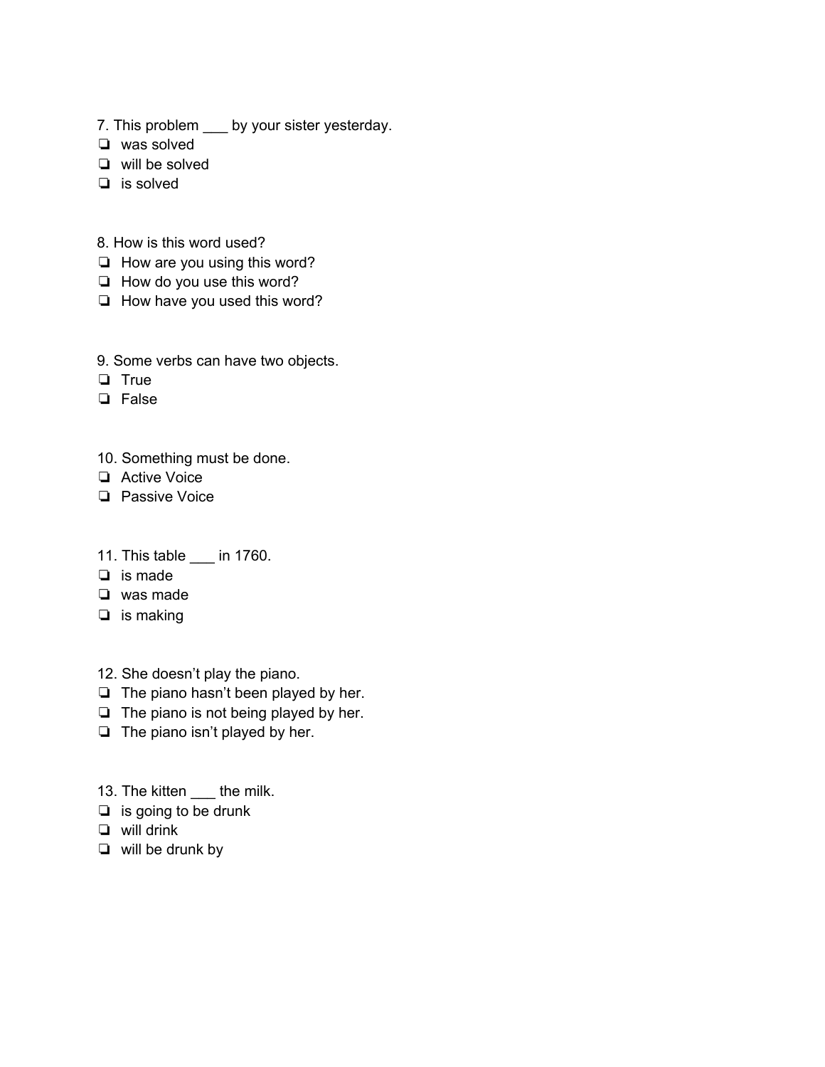7. This problem ___ by your sister yesterday.

- ❏ was solved
- ❏ will be solved
- ❏ is solved

8. How is this word used?

- ❏ How are you using this word?
- ❏ How do you use this word?
- ❏ How have you used this word?

9. Some verbs can have two objects.

- ❏ True
- ❏ False

10. Something must be done.

- ❏ Active Voice
- ❏ Passive Voice

11. This table ___ in 1760.

- ❏ is made
- ❏ was made
- ❏ is making

12. She doesn't play the piano.

- ❏ The piano hasn't been played by her.
- ❏ The piano is not being played by her.
- ❏ The piano isn't played by her.

13. The kitten ___ the milk.

- ❏ is going to be drunk
- ❏ will drink
- ❏ will be drunk by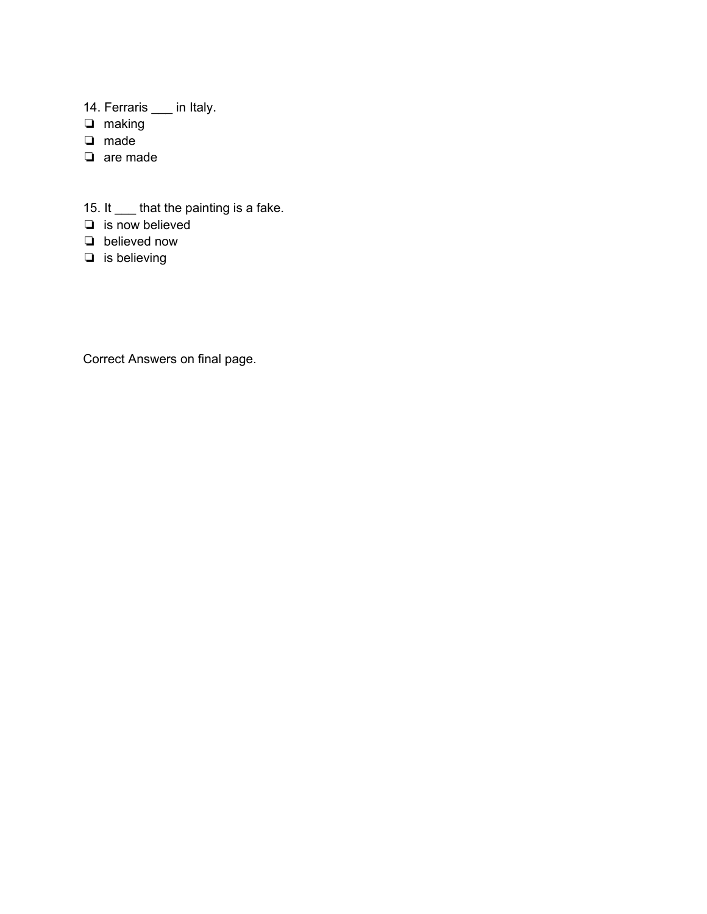14. Ferraris ___ in Italy.

- ❏ making
- ❏ made
- ❏ are made

15. It ___ that the painting is a fake.

- ❏ is now believed
- ❏ believed now
- ❏ is believing

Correct Answers on final page.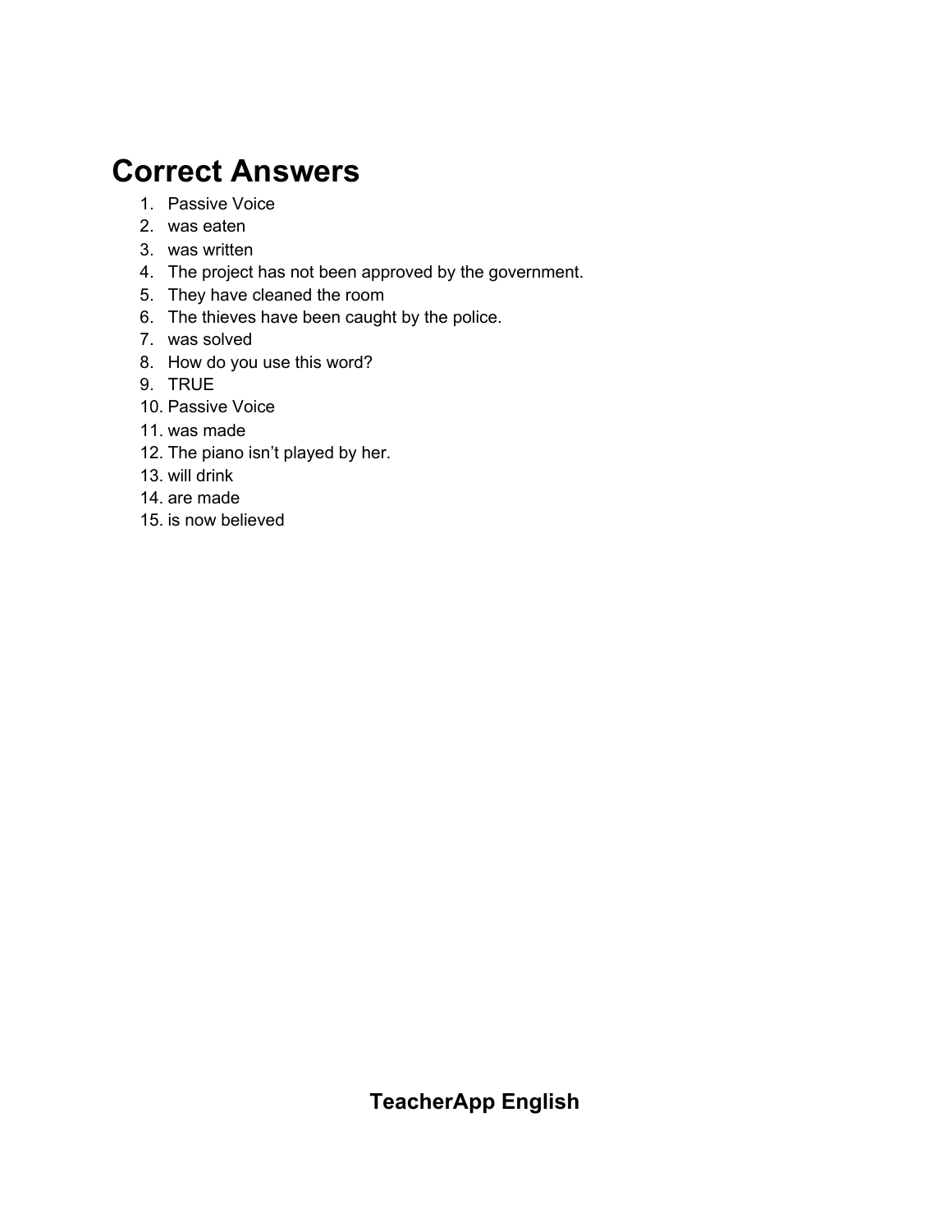# Correct Answers

1. Passive Voice
2. was eaten
3. was written
4. The project has not been approved by the government.
5. They have cleaned the room
6. The thieves have been caught by the police.
7. was solved
8. How do you use this word?
9. TRUE
10. Passive Voice
11. was made
12. The piano isn’t played by her.
13. will drink
14. are made
15. is now believed

**TeacherApp English**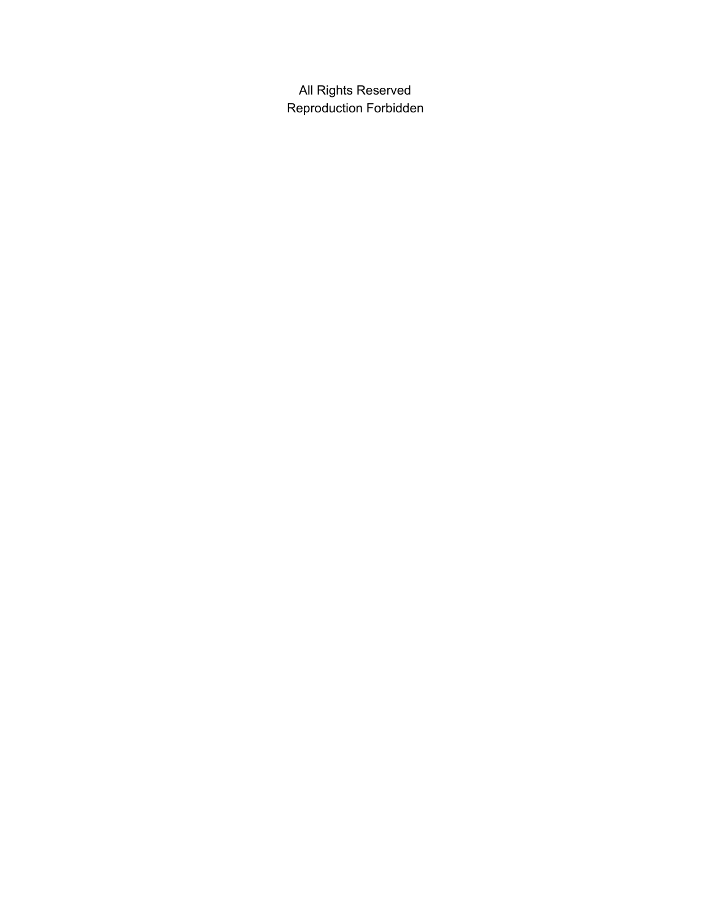All Rights Reserved
Reproduction Forbidden